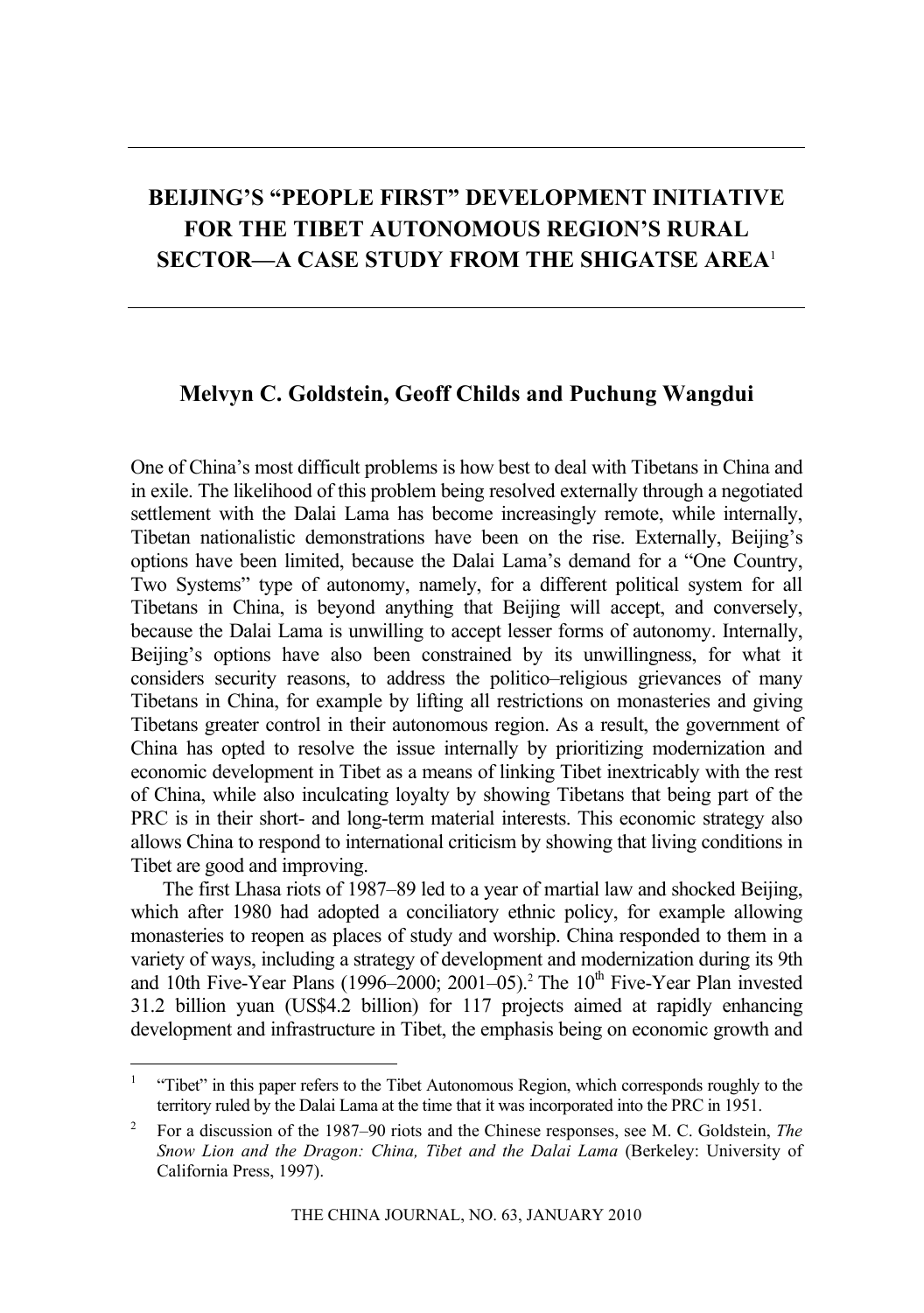# BEIJING'S "PEOPLE FIRST" DEVELOPMENT INITIATIVE FOR THE TIBET AUTONOMOUS REGION'S RURAL SECTOR—A CASE STUDY FROM THE SHIGATSE AREA[1]

**Melvyn C. Goldstein, Geoff Childs and Puchung Wangdui**

One of China's most difficult problems is how best to deal with Tibetans in China and in exile. The likelihood of this problem being resolved externally through a negotiated settlement with the Dalai Lama has become increasingly remote, while internally, Tibetan nationalistic demonstrations have been on the rise. Externally, Beijing's options have been limited, because the Dalai Lama's demand for a "One Country, Two Systems" type of autonomy, namely, for a different political system for all Tibetans in China, is beyond anything that Beijing will accept, and conversely, because the Dalai Lama is unwilling to accept lesser forms of autonomy. Internally, Beijing's options have also been constrained by its unwillingness, for what it considers security reasons, to address the politico–religious grievances of many Tibetans in China, for example by lifting all restrictions on monasteries and giving Tibetans greater control in their autonomous region. As a result, the government of China has opted to resolve the issue internally by prioritizing modernization and economic development in Tibet as a means of linking Tibet inextricably with the rest of China, while also inculcating loyalty by showing Tibetans that being part of the PRC is in their short- and long-term material interests. This economic strategy also allows China to respond to international criticism by showing that living conditions in Tibet are good and improving.

The first Lhasa riots of 1987–89 led to a year of martial law and shocked Beijing, which after 1980 had adopted a conciliatory ethnic policy, for example allowing monasteries to reopen as places of study and worship. China responded to them in a variety of ways, including a strategy of development and modernization during its 9th and 10th Five-Year Plans (1996–2000; 2001–05).[2] The 10th Five-Year Plan invested 31.2 billion yuan (US$4.2 billion) for 117 projects aimed at rapidly enhancing development and infrastructure in Tibet, the emphasis being on economic growth and

---

[1] "Tibet" in this paper refers to the Tibet Autonomous Region, which corresponds roughly to the territory ruled by the Dalai Lama at the time that it was incorporated into the PRC in 1951.

[2] For a discussion of the 1987–90 riots and the Chinese responses, see M. C. Goldstein, *The Snow Lion and the Dragon: China, Tibet and the Dalai Lama* (Berkeley: University of California Press, 1997).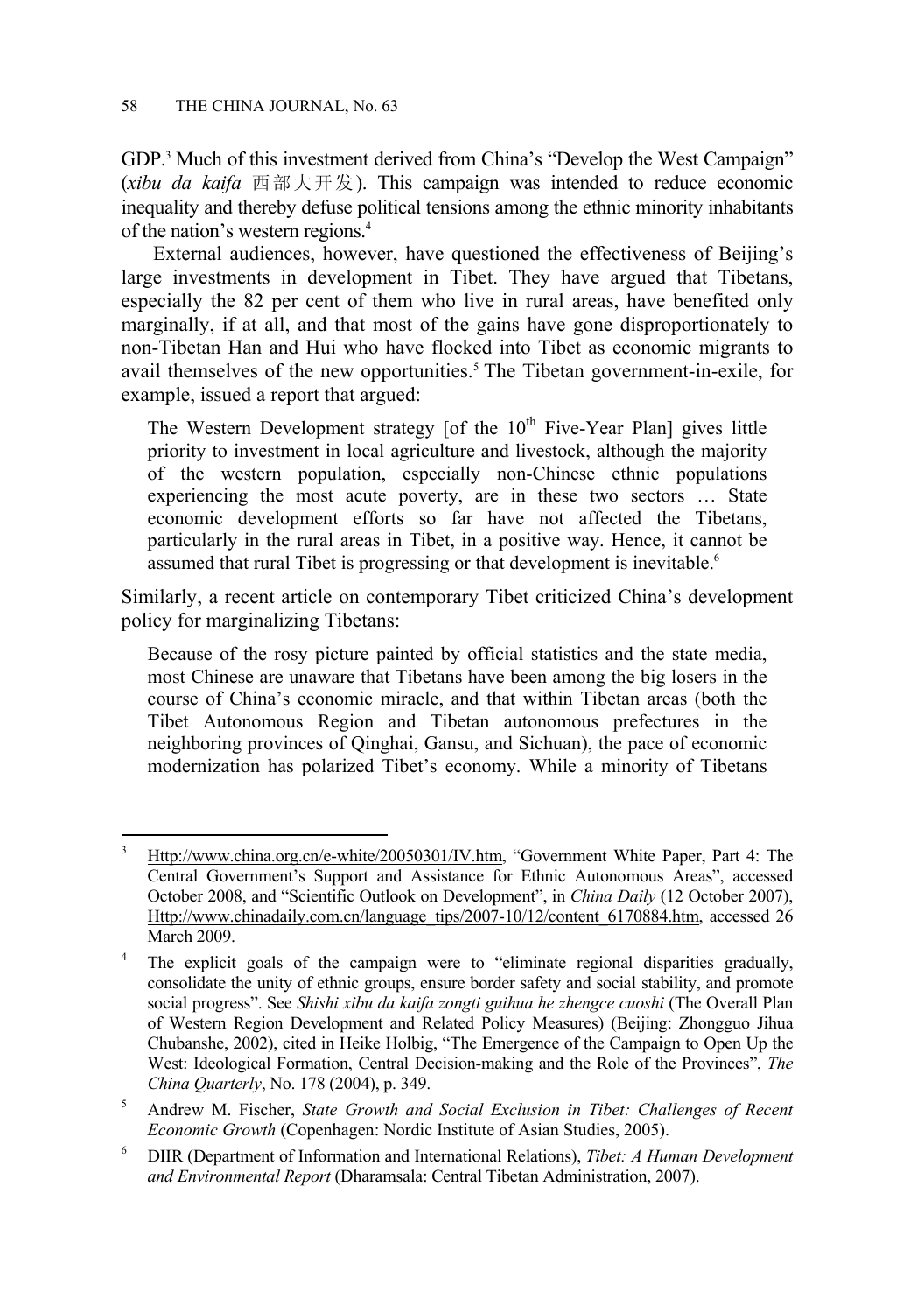GDP.[3] Much of this investment derived from China's "Develop the West Campaign" (*xibu da kaifa* 西部大开发). This campaign was intended to reduce economic inequality and thereby defuse political tensions among the ethnic minority inhabitants of the nation's western regions.[4]

External audiences, however, have questioned the effectiveness of Beijing's large investments in development in Tibet. They have argued that Tibetans, especially the 82 per cent of them who live in rural areas, have benefited only marginally, if at all, and that most of the gains have gone disproportionately to non-Tibetan Han and Hui who have flocked into Tibet as economic migrants to avail themselves of the new opportunities.[5] The Tibetan government-in-exile, for example, issued a report that argued:

> The Western Development strategy [of the 10th Five-Year Plan] gives little priority to investment in local agriculture and livestock, although the majority of the western population, especially non-Chinese ethnic populations experiencing the most acute poverty, are in these two sectors … State economic development efforts so far have not affected the Tibetans, particularly in the rural areas in Tibet, in a positive way. Hence, it cannot be assumed that rural Tibet is progressing or that development is inevitable.[6]

Similarly, a recent article on contemporary Tibet criticized China's development policy for marginalizing Tibetans:

> Because of the rosy picture painted by official statistics and the state media, most Chinese are unaware that Tibetans have been among the big losers in the course of China's economic miracle, and that within Tibetan areas (both the Tibet Autonomous Region and Tibetan autonomous prefectures in the neighboring provinces of Qinghai, Gansu, and Sichuan), the pace of economic modernization has polarized Tibet's economy. While a minority of Tibetans

---

[3] Http://www.china.org.cn/e-white/20050301/IV.htm, "Government White Paper, Part 4: The Central Government's Support and Assistance for Ethnic Autonomous Areas", accessed October 2008, and "Scientific Outlook on Development", in *China Daily* (12 October 2007), Http://www.chinadaily.com.cn/language_tips/2007-10/12/content_6170884.htm, accessed 26 March 2009.

[4] The explicit goals of the campaign were to "eliminate regional disparities gradually, consolidate the unity of ethnic groups, ensure border safety and social stability, and promote social progress". See *Shishi xibu da kaifa zongti guihua he zhengce cuoshi* (The Overall Plan of Western Region Development and Related Policy Measures) (Beijing: Zhongguo Jihua Chubanshe, 2002), cited in Heike Holbig, "The Emergence of the Campaign to Open Up the West: Ideological Formation, Central Decision-making and the Role of the Provinces", *The China Quarterly*, No. 178 (2004), p. 349.

[5] Andrew M. Fischer, *State Growth and Social Exclusion in Tibet: Challenges of Recent Economic Growth* (Copenhagen: Nordic Institute of Asian Studies, 2005).

[6] DIIR (Department of Information and International Relations), *Tibet: A Human Development and Environmental Report* (Dharamsala: Central Tibetan Administration, 2007).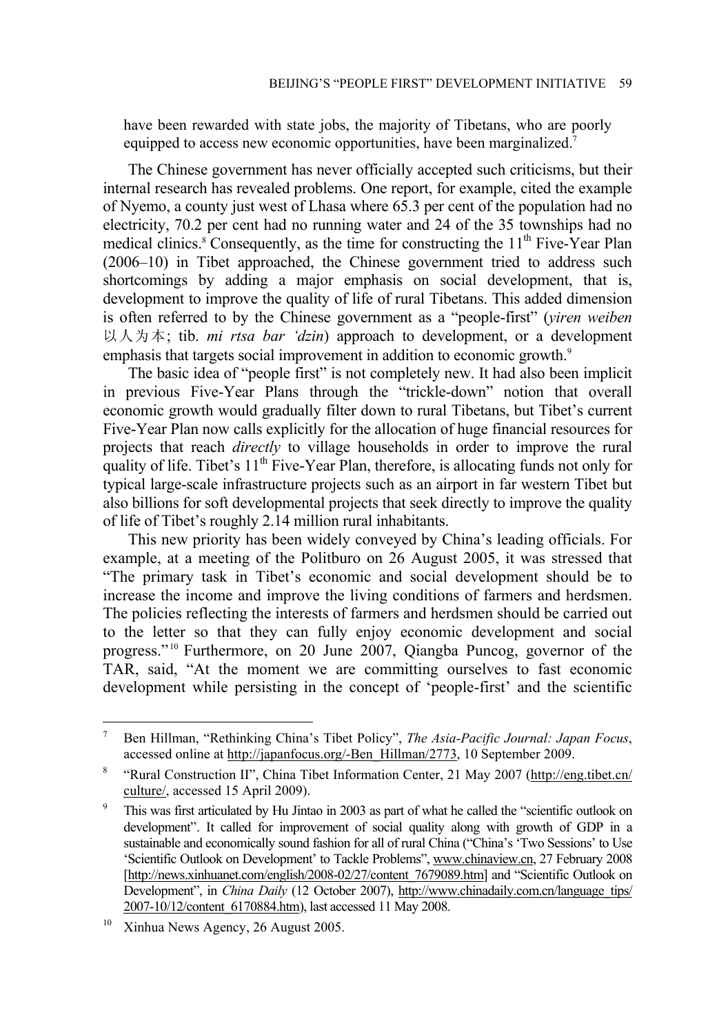have been rewarded with state jobs, the majority of Tibetans, who are poorly equipped to access new economic opportunities, have been marginalized.[7]

The Chinese government has never officially accepted such criticisms, but their internal research has revealed problems. One report, for example, cited the example of Nyemo, a county just west of Lhasa where 65.3 per cent of the population had no electricity, 70.2 per cent had no running water and 24 of the 35 townships had no medical clinics.[8] Consequently, as the time for constructing the 11th Five-Year Plan (2006–10) in Tibet approached, the Chinese government tried to address such shortcomings by adding a major emphasis on social development, that is, development to improve the quality of life of rural Tibetans. This added dimension is often referred to by the Chinese government as a "people-first" (*yiren weiben* 以人为本; tib. *mi rtsa bar 'dzin*) approach to development, or a development emphasis that targets social improvement in addition to economic growth.[9]

The basic idea of "people first" is not completely new. It had also been implicit in previous Five-Year Plans through the "trickle-down" notion that overall economic growth would gradually filter down to rural Tibetans, but Tibet's current Five-Year Plan now calls explicitly for the allocation of huge financial resources for projects that reach *directly* to village households in order to improve the rural quality of life. Tibet's 11th Five-Year Plan, therefore, is allocating funds not only for typical large-scale infrastructure projects such as an airport in far western Tibet but also billions for soft developmental projects that seek directly to improve the quality of life of Tibet's roughly 2.14 million rural inhabitants.

This new priority has been widely conveyed by China's leading officials. For example, at a meeting of the Politburo on 26 August 2005, it was stressed that "The primary task in Tibet's economic and social development should be to increase the income and improve the living conditions of farmers and herdsmen. The policies reflecting the interests of farmers and herdsmen should be carried out to the letter so that they can fully enjoy economic development and social progress."[10] Furthermore, on 20 June 2007, Qiangba Puncog, governor of the TAR, said, "At the moment we are committing ourselves to fast economic development while persisting in the concept of 'people-first' and the scientific

---

[7] Ben Hillman, "Rethinking China's Tibet Policy", *The Asia-Pacific Journal: Japan Focus*, accessed online at http://japanfocus.org/-Ben_Hillman/2773, 10 September 2009.

[8] "Rural Construction II", China Tibet Information Center, 21 May 2007 (http://eng.tibet.cn/culture/, accessed 15 April 2009).

[9] This was first articulated by Hu Jintao in 2003 as part of what he called the "scientific outlook on development". It called for improvement of social quality along with growth of GDP in a sustainable and economically sound fashion for all of rural China ("China's 'Two Sessions' to Use 'Scientific Outlook on Development' to Tackle Problems", www.chinaview.cn, 27 February 2008 [http://news.xinhuanet.com/english/2008-02/27/content_7679089.htm] and "Scientific Outlook on Development", in *China Daily* (12 October 2007), http://www.chinadaily.com.cn/language_tips/2007-10/12/content_6170884.htm), last accessed 11 May 2008.

[10] Xinhua News Agency, 26 August 2005.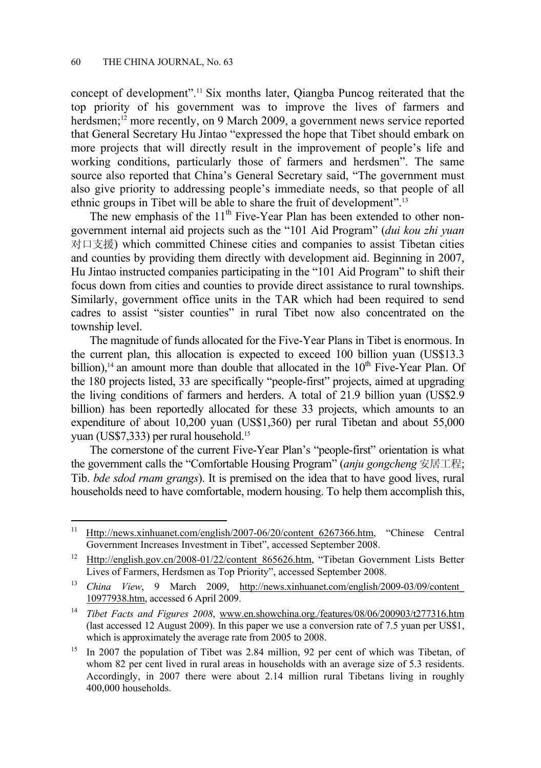concept of development".[11] Six months later, Qiangba Puncog reiterated that the top priority of his government was to improve the lives of farmers and herdsmen;[12] more recently, on 9 March 2009, a government news service reported that General Secretary Hu Jintao "expressed the hope that Tibet should embark on more projects that will directly result in the improvement of people's life and working conditions, particularly those of farmers and herdsmen". The same source also reported that China's General Secretary said, "The government must also give priority to addressing people's immediate needs, so that people of all ethnic groups in Tibet will be able to share the fruit of development".[13]

The new emphasis of the 11th Five-Year Plan has been extended to other non-government internal aid projects such as the "101 Aid Program" (*dui kou zhi yuan* 对口支援) which committed Chinese cities and companies to assist Tibetan cities and counties by providing them directly with development aid. Beginning in 2007, Hu Jintao instructed companies participating in the "101 Aid Program" to shift their focus down from cities and counties to provide direct assistance to rural townships. Similarly, government office units in the TAR which had been required to send cadres to assist "sister counties" in rural Tibet now also concentrated on the township level.

The magnitude of funds allocated for the Five-Year Plans in Tibet is enormous. In the current plan, this allocation is expected to exceed 100 billion yuan (US$13.3 billion),[14] an amount more than double that allocated in the 10th Five-Year Plan. Of the 180 projects listed, 33 are specifically "people-first" projects, aimed at upgrading the living conditions of farmers and herders. A total of 21.9 billion yuan (US$2.9 billion) has been reportedly allocated for these 33 projects, which amounts to an expenditure of about 10,200 yuan (US$1,360) per rural Tibetan and about 55,000 yuan (US$7,333) per rural household.[15]

The cornerstone of the current Five-Year Plan's "people-first" orientation is what the government calls the "Comfortable Housing Program" (*anju gongcheng* 安居工程; Tib. *bde sdod rnam grangs*). It is premised on the idea that to have good lives, rural households need to have comfortable, modern housing. To help them accomplish this,

---

[11] Http://news.xinhuanet.com/english/2007-06/20/content_6267366.htm, "Chinese Central Government Increases Investment in Tibet", accessed September 2008.

[12] Http://english.gov.cn/2008-01/22/content_865626.htm, "Tibetan Government Lists Better Lives of Farmers, Herdsmen as Top Priority", accessed September 2008.

[13] *China View*, 9 March 2009, http://news.xinhuanet.com/english/2009-03/09/content_10977938.htm, accessed 6 April 2009.

[14] *Tibet Facts and Figures 2008*, www.en.showchina.org./features/08/06/200903/t277316.htm (last accessed 12 August 2009). In this paper we use a conversion rate of 7.5 yuan per US$1, which is approximately the average rate from 2005 to 2008.

[15] In 2007 the population of Tibet was 2.84 million, 92 per cent of which was Tibetan, of whom 82 per cent lived in rural areas in households with an average size of 5.3 residents. Accordingly, in 2007 there were about 2.14 million rural Tibetans living in roughly 400,000 households.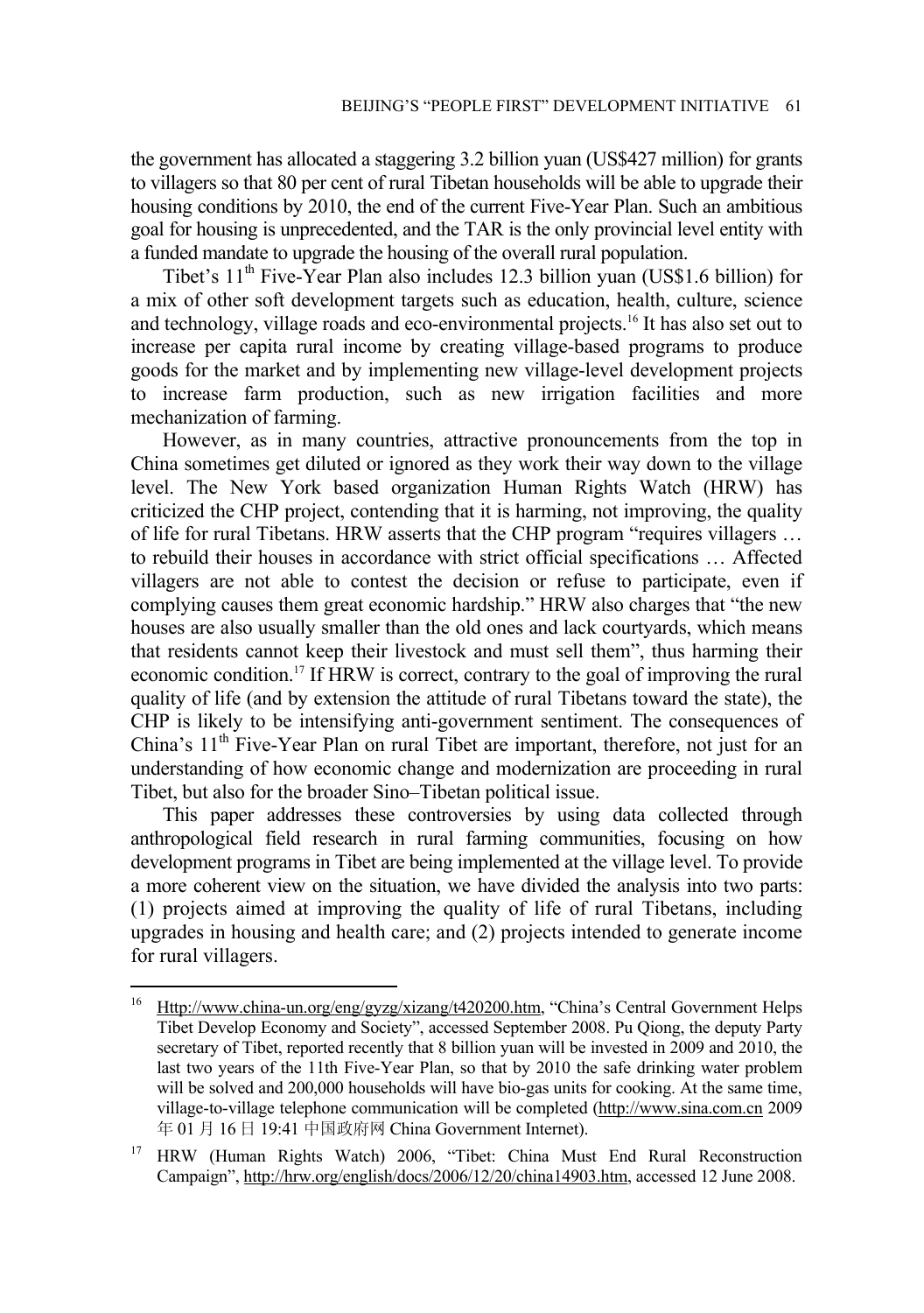the government has allocated a staggering 3.2 billion yuan (US$427 million) for grants to villagers so that 80 per cent of rural Tibetan households will be able to upgrade their housing conditions by 2010, the end of the current Five-Year Plan. Such an ambitious goal for housing is unprecedented, and the TAR is the only provincial level entity with a funded mandate to upgrade the housing of the overall rural population.

Tibet's 11th Five-Year Plan also includes 12.3 billion yuan (US$1.6 billion) for a mix of other soft development targets such as education, health, culture, science and technology, village roads and eco-environmental projects.[16] It has also set out to increase per capita rural income by creating village-based programs to produce goods for the market and by implementing new village-level development projects to increase farm production, such as new irrigation facilities and more mechanization of farming.

However, as in many countries, attractive pronouncements from the top in China sometimes get diluted or ignored as they work their way down to the village level. The New York based organization Human Rights Watch (HRW) has criticized the CHP project, contending that it is harming, not improving, the quality of life for rural Tibetans. HRW asserts that the CHP program "requires villagers … to rebuild their houses in accordance with strict official specifications … Affected villagers are not able to contest the decision or refuse to participate, even if complying causes them great economic hardship." HRW also charges that "the new houses are also usually smaller than the old ones and lack courtyards, which means that residents cannot keep their livestock and must sell them", thus harming their economic condition.[17] If HRW is correct, contrary to the goal of improving the rural quality of life (and by extension the attitude of rural Tibetans toward the state), the CHP is likely to be intensifying anti-government sentiment. The consequences of China's 11th Five-Year Plan on rural Tibet are important, therefore, not just for an understanding of how economic change and modernization are proceeding in rural Tibet, but also for the broader Sino–Tibetan political issue.

This paper addresses these controversies by using data collected through anthropological field research in rural farming communities, focusing on how development programs in Tibet are being implemented at the village level. To provide a more coherent view on the situation, we have divided the analysis into two parts: (1) projects aimed at improving the quality of life of rural Tibetans, including upgrades in housing and health care; and (2) projects intended to generate income for rural villagers.

---

[16] Http://www.china-un.org/eng/gyzg/xizang/t420200.htm, "China's Central Government Helps Tibet Develop Economy and Society", accessed September 2008. Pu Qiong, the deputy Party secretary of Tibet, reported recently that 8 billion yuan will be invested in 2009 and 2010, the last two years of the 11th Five-Year Plan, so that by 2010 the safe drinking water problem will be solved and 200,000 households will have bio-gas units for cooking. At the same time, village-to-village telephone communication will be completed (http://www.sina.com.cn 2009 年 01 月 16 日 19:41 中国政府网 China Government Internet).

[17] HRW (Human Rights Watch) 2006, "Tibet: China Must End Rural Reconstruction Campaign", http://hrw.org/english/docs/2006/12/20/china14903.htm, accessed 12 June 2008.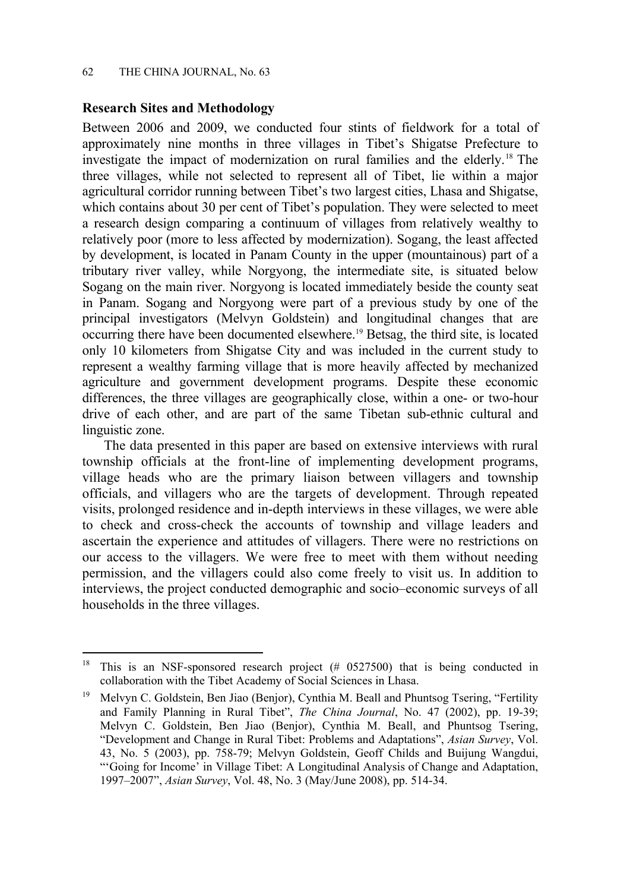## Research Sites and Methodology

Between 2006 and 2009, we conducted four stints of fieldwork for a total of approximately nine months in three villages in Tibet's Shigatse Prefecture to investigate the impact of modernization on rural families and the elderly.[18] The three villages, while not selected to represent all of Tibet, lie within a major agricultural corridor running between Tibet's two largest cities, Lhasa and Shigatse, which contains about 30 per cent of Tibet's population. They were selected to meet a research design comparing a continuum of villages from relatively wealthy to relatively poor (more to less affected by modernization). Sogang, the least affected by development, is located in Panam County in the upper (mountainous) part of a tributary river valley, while Norgyong, the intermediate site, is situated below Sogang on the main river. Norgyong is located immediately beside the county seat in Panam. Sogang and Norgyong were part of a previous study by one of the principal investigators (Melvyn Goldstein) and longitudinal changes that are occurring there have been documented elsewhere.[19] Betsag, the third site, is located only 10 kilometers from Shigatse City and was included in the current study to represent a wealthy farming village that is more heavily affected by mechanized agriculture and government development programs. Despite these economic differences, the three villages are geographically close, within a one- or two-hour drive of each other, and are part of the same Tibetan sub-ethnic cultural and linguistic zone.

The data presented in this paper are based on extensive interviews with rural township officials at the front-line of implementing development programs, village heads who are the primary liaison between villagers and township officials, and villagers who are the targets of development. Through repeated visits, prolonged residence and in-depth interviews in these villages, we were able to check and cross-check the accounts of township and village leaders and ascertain the experience and attitudes of villagers. There were no restrictions on our access to the villagers. We were free to meet with them without needing permission, and the villagers could also come freely to visit us. In addition to interviews, the project conducted demographic and socio–economic surveys of all households in the three villages.

---

[18] This is an NSF-sponsored research project (# 0527500) that is being conducted in collaboration with the Tibet Academy of Social Sciences in Lhasa.

[19] Melvyn C. Goldstein, Ben Jiao (Benjor), Cynthia M. Beall and Phuntsog Tsering, "Fertility and Family Planning in Rural Tibet", *The China Journal*, No. 47 (2002), pp. 19-39; Melvyn C. Goldstein, Ben Jiao (Benjor), Cynthia M. Beall, and Phuntsog Tsering, "Development and Change in Rural Tibet: Problems and Adaptations", *Asian Survey*, Vol. 43, No. 5 (2003), pp. 758-79; Melvyn Goldstein, Geoff Childs and Buijung Wangdui, "'Going for Income' in Village Tibet: A Longitudinal Analysis of Change and Adaptation, 1997–2007", *Asian Survey*, Vol. 48, No. 3 (May/June 2008), pp. 514-34.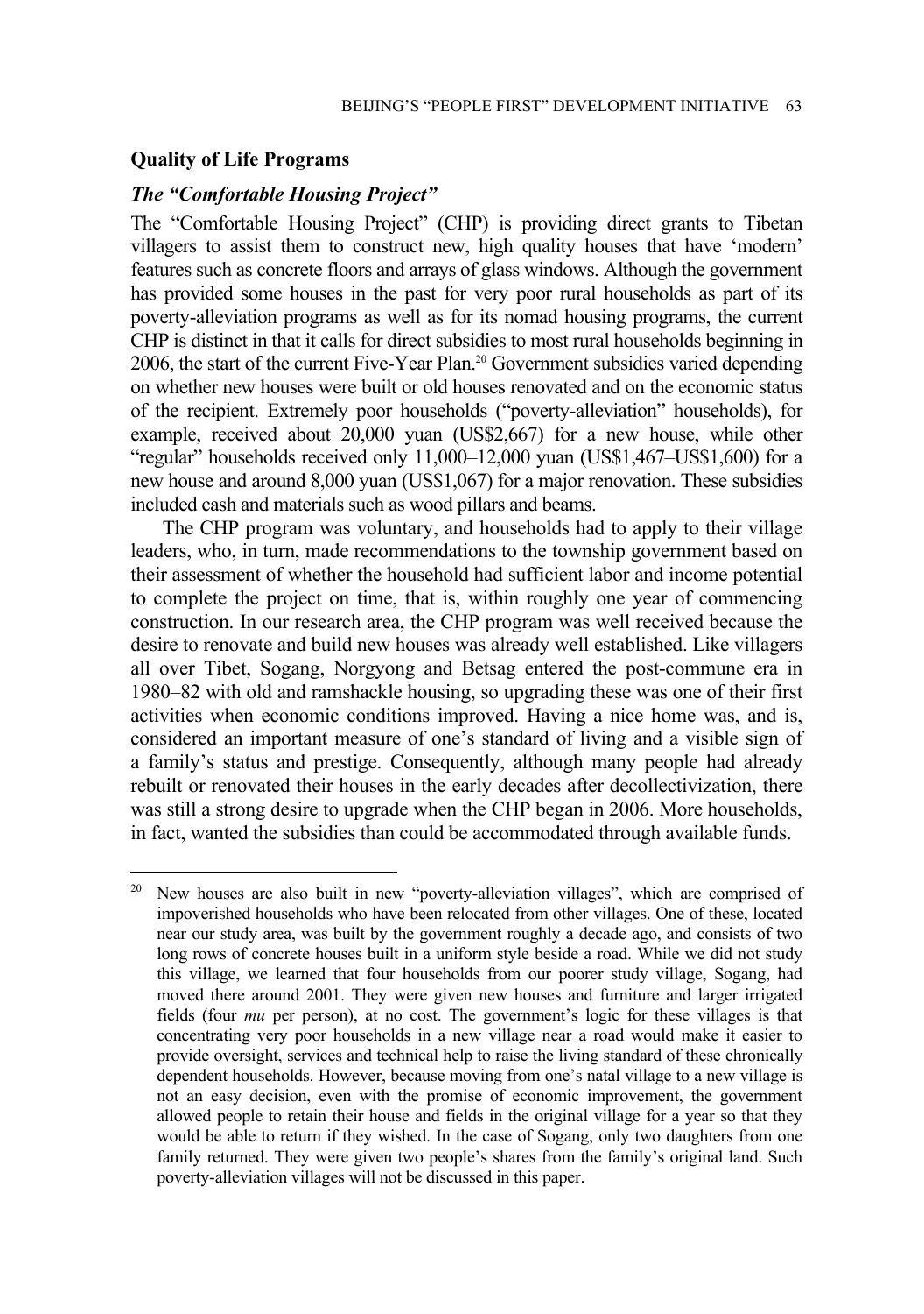## Quality of Life Programs

### *The "Comfortable Housing Project"*

The "Comfortable Housing Project" (CHP) is providing direct grants to Tibetan villagers to assist them to construct new, high quality houses that have 'modern' features such as concrete floors and arrays of glass windows. Although the government has provided some houses in the past for very poor rural households as part of its poverty-alleviation programs as well as for its nomad housing programs, the current CHP is distinct in that it calls for direct subsidies to most rural households beginning in 2006, the start of the current Five-Year Plan.[20] Government subsidies varied depending on whether new houses were built or old houses renovated and on the economic status of the recipient. Extremely poor households ("poverty-alleviation" households), for example, received about 20,000 yuan (US$2,667) for a new house, while other "regular" households received only 11,000–12,000 yuan (US$1,467–US$1,600) for a new house and around 8,000 yuan (US$1,067) for a major renovation. These subsidies included cash and materials such as wood pillars and beams.

The CHP program was voluntary, and households had to apply to their village leaders, who, in turn, made recommendations to the township government based on their assessment of whether the household had sufficient labor and income potential to complete the project on time, that is, within roughly one year of commencing construction. In our research area, the CHP program was well received because the desire to renovate and build new houses was already well established. Like villagers all over Tibet, Sogang, Norgyong and Betsag entered the post-commune era in 1980–82 with old and ramshackle housing, so upgrading these was one of their first activities when economic conditions improved. Having a nice home was, and is, considered an important measure of one's standard of living and a visible sign of a family's status and prestige. Consequently, although many people had already rebuilt or renovated their houses in the early decades after decollectivization, there was still a strong desire to upgrade when the CHP began in 2006. More households, in fact, wanted the subsidies than could be accommodated through available funds.

---

[20] New houses are also built in new "poverty-alleviation villages", which are comprised of impoverished households who have been relocated from other villages. One of these, located near our study area, was built by the government roughly a decade ago, and consists of two long rows of concrete houses built in a uniform style beside a road. While we did not study this village, we learned that four households from our poorer study village, Sogang, had moved there around 2001. They were given new houses and furniture and larger irrigated fields (four *mu* per person), at no cost. The government's logic for these villages is that concentrating very poor households in a new village near a road would make it easier to provide oversight, services and technical help to raise the living standard of these chronically dependent households. However, because moving from one's natal village to a new village is not an easy decision, even with the promise of economic improvement, the government allowed people to retain their house and fields in the original village for a year so that they would be able to return if they wished. In the case of Sogang, only two daughters from one family returned. They were given two people's shares from the family's original land. Such poverty-alleviation villages will not be discussed in this paper.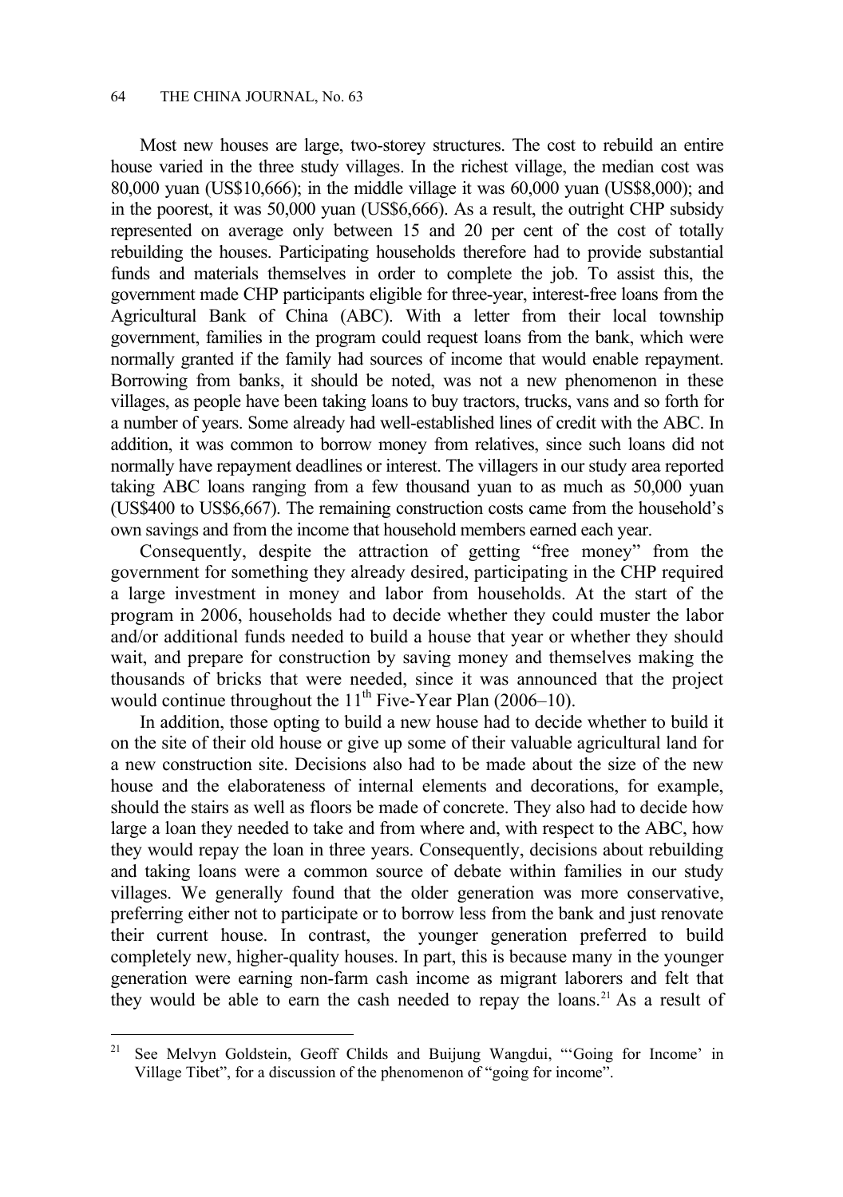Most new houses are large, two-storey structures. The cost to rebuild an entire house varied in the three study villages. In the richest village, the median cost was 80,000 yuan (US$10,666); in the middle village it was 60,000 yuan (US$8,000); and in the poorest, it was 50,000 yuan (US$6,666). As a result, the outright CHP subsidy represented on average only between 15 and 20 per cent of the cost of totally rebuilding the houses. Participating households therefore had to provide substantial funds and materials themselves in order to complete the job. To assist this, the government made CHP participants eligible for three-year, interest-free loans from the Agricultural Bank of China (ABC). With a letter from their local township government, families in the program could request loans from the bank, which were normally granted if the family had sources of income that would enable repayment. Borrowing from banks, it should be noted, was not a new phenomenon in these villages, as people have been taking loans to buy tractors, trucks, vans and so forth for a number of years. Some already had well-established lines of credit with the ABC. In addition, it was common to borrow money from relatives, since such loans did not normally have repayment deadlines or interest. The villagers in our study area reported taking ABC loans ranging from a few thousand yuan to as much as 50,000 yuan (US$400 to US$6,667). The remaining construction costs came from the household's own savings and from the income that household members earned each year.

Consequently, despite the attraction of getting "free money" from the government for something they already desired, participating in the CHP required a large investment in money and labor from households. At the start of the program in 2006, households had to decide whether they could muster the labor and/or additional funds needed to build a house that year or whether they should wait, and prepare for construction by saving money and themselves making the thousands of bricks that were needed, since it was announced that the project would continue throughout the 11th Five-Year Plan (2006–10).

In addition, those opting to build a new house had to decide whether to build it on the site of their old house or give up some of their valuable agricultural land for a new construction site. Decisions also had to be made about the size of the new house and the elaborateness of internal elements and decorations, for example, should the stairs as well as floors be made of concrete. They also had to decide how large a loan they needed to take and from where and, with respect to the ABC, how they would repay the loan in three years. Consequently, decisions about rebuilding and taking loans were a common source of debate within families in our study villages. We generally found that the older generation was more conservative, preferring either not to participate or to borrow less from the bank and just renovate their current house. In contrast, the younger generation preferred to build completely new, higher-quality houses. In part, this is because many in the younger generation were earning non-farm cash income as migrant laborers and felt that they would be able to earn the cash needed to repay the loans.[21] As a result of

[21] See Melvyn Goldstein, Geoff Childs and Buijung Wangdui, "'Going for Income' in Village Tibet", for a discussion of the phenomenon of "going for income".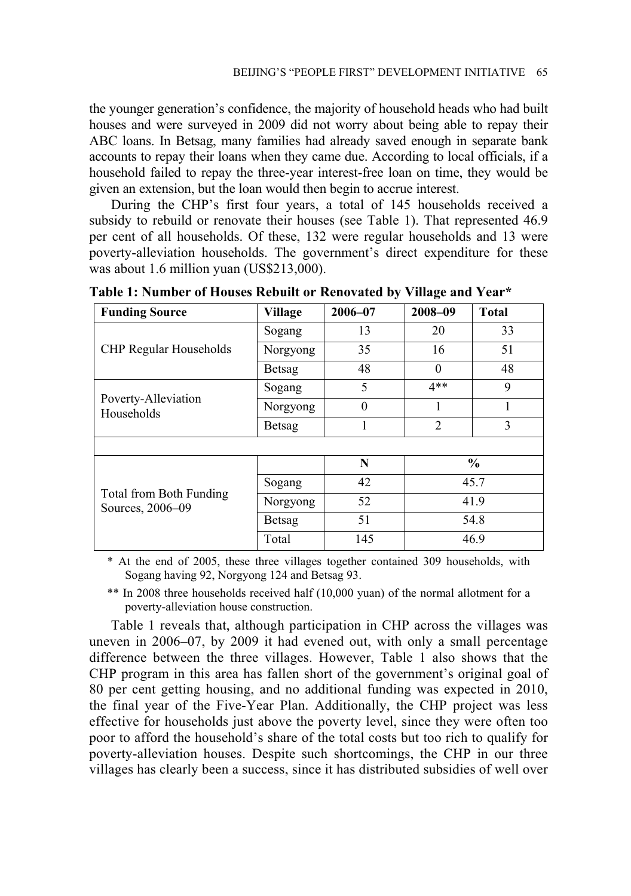the younger generation's confidence, the majority of household heads who had built houses and were surveyed in 2009 did not worry about being able to repay their ABC loans. In Betsag, many families had already saved enough in separate bank accounts to repay their loans when they came due. According to local officials, if a household failed to repay the three-year interest-free loan on time, they would be given an extension, but the loan would then begin to accrue interest.

During the CHP's first four years, a total of 145 households received a subsidy to rebuild or renovate their houses (see Table 1). That represented 46.9 per cent of all households. Of these, 132 were regular households and 13 were poverty-alleviation households. The government's direct expenditure for these was about 1.6 million yuan (US$213,000).

**Table 1: Number of Houses Rebuilt or Renovated by Village and Year***

| Funding Source | Village | 2006–07 | 2008–09 | Total |
|---|---|---|---|---|
| CHP Regular Households | Sogang | 13 | 20 | 33 |
| | Norgyong | 35 | 16 | 51 |
| | Betsag | 48 | 0 | 48 |
| Poverty-Alleviation Households | Sogang | 5 | 4** | 9 |
| | Norgyong | 0 | 1 | 1 |
| | Betsag | 1 | 2 | 3 |
| | | | | |
| | | N | % | |
| Total from Both Funding Sources, 2006–09 | Sogang | 42 | 45.7 | |
| | Norgyong | 52 | 41.9 | |
| | Betsag | 51 | 54.8 | |
| | Total | 145 | 46.9 | |

\* At the end of 2005, these three villages together contained 309 households, with Sogang having 92, Norgyong 124 and Betsag 93.

\** In 2008 three households received half (10,000 yuan) of the normal allotment for a poverty-alleviation house construction.

Table 1 reveals that, although participation in CHP across the villages was uneven in 2006–07, by 2009 it had evened out, with only a small percentage difference between the three villages. However, Table 1 also shows that the CHP program in this area has fallen short of the government's original goal of 80 per cent getting housing, and no additional funding was expected in 2010, the final year of the Five-Year Plan. Additionally, the CHP project was less effective for households just above the poverty level, since they were often too poor to afford the household's share of the total costs but too rich to qualify for poverty-alleviation houses. Despite such shortcomings, the CHP in our three villages has clearly been a success, since it has distributed subsidies of well over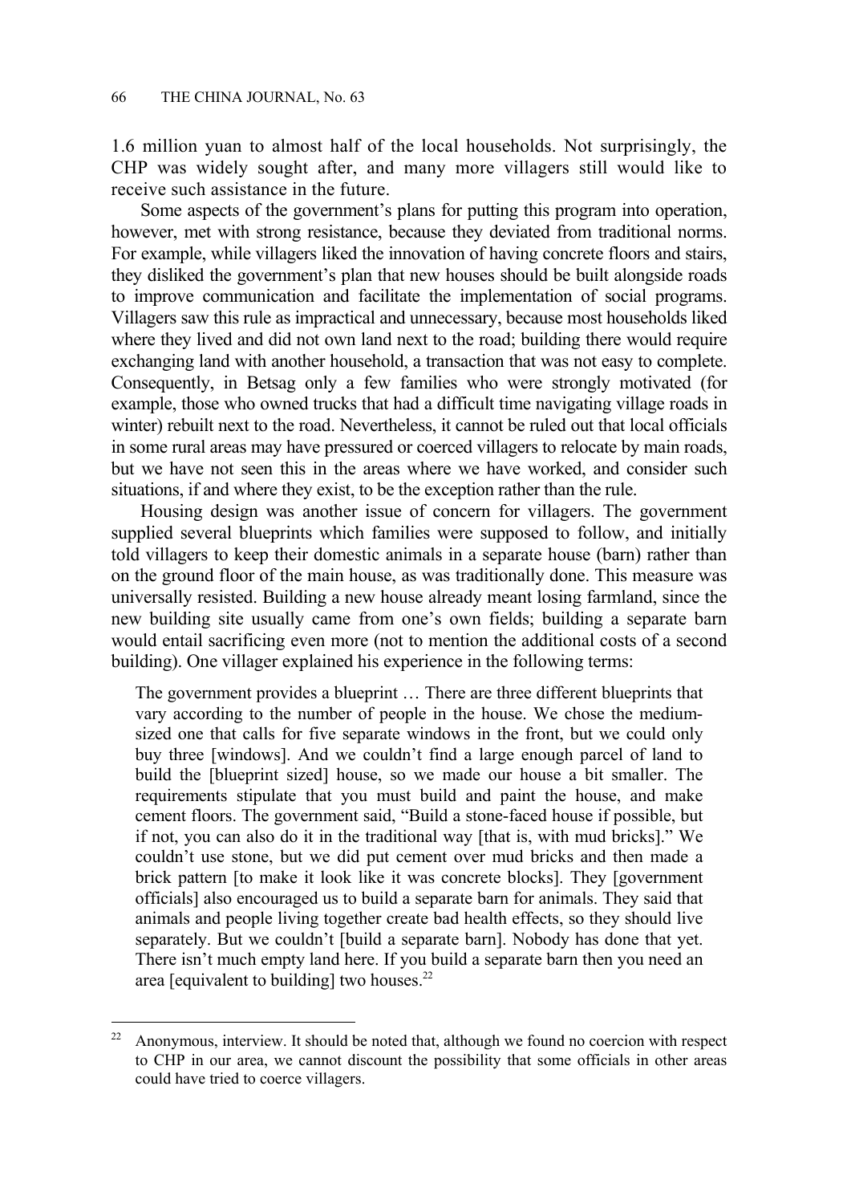1.6 million yuan to almost half of the local households. Not surprisingly, the CHP was widely sought after, and many more villagers still would like to receive such assistance in the future.

Some aspects of the government's plans for putting this program into operation, however, met with strong resistance, because they deviated from traditional norms. For example, while villagers liked the innovation of having concrete floors and stairs, they disliked the government's plan that new houses should be built alongside roads to improve communication and facilitate the implementation of social programs. Villagers saw this rule as impractical and unnecessary, because most households liked where they lived and did not own land next to the road; building there would require exchanging land with another household, a transaction that was not easy to complete. Consequently, in Betsag only a few families who were strongly motivated (for example, those who owned trucks that had a difficult time navigating village roads in winter) rebuilt next to the road. Nevertheless, it cannot be ruled out that local officials in some rural areas may have pressured or coerced villagers to relocate by main roads, but we have not seen this in the areas where we have worked, and consider such situations, if and where they exist, to be the exception rather than the rule.

Housing design was another issue of concern for villagers. The government supplied several blueprints which families were supposed to follow, and initially told villagers to keep their domestic animals in a separate house (barn) rather than on the ground floor of the main house, as was traditionally done. This measure was universally resisted. Building a new house already meant losing farmland, since the new building site usually came from one's own fields; building a separate barn would entail sacrificing even more (not to mention the additional costs of a second building). One villager explained his experience in the following terms:

> The government provides a blueprint … There are three different blueprints that vary according to the number of people in the house. We chose the medium-sized one that calls for five separate windows in the front, but we could only buy three [windows]. And we couldn't find a large enough parcel of land to build the [blueprint sized] house, so we made our house a bit smaller. The requirements stipulate that you must build and paint the house, and make cement floors. The government said, "Build a stone-faced house if possible, but if not, you can also do it in the traditional way [that is, with mud bricks]." We couldn't use stone, but we did put cement over mud bricks and then made a brick pattern [to make it look like it was concrete blocks]. They [government officials] also encouraged us to build a separate barn for animals. They said that animals and people living together create bad health effects, so they should live separately. But we couldn't [build a separate barn]. Nobody has done that yet. There isn't much empty land here. If you build a separate barn then you need an area [equivalent to building] two houses.[22]

---

[22] Anonymous, interview. It should be noted that, although we found no coercion with respect to CHP in our area, we cannot discount the possibility that some officials in other areas could have tried to coerce villagers.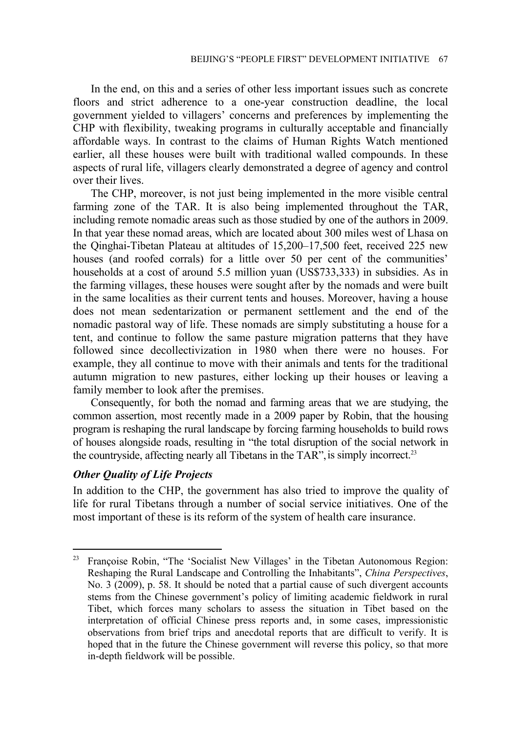In the end, on this and a series of other less important issues such as concrete floors and strict adherence to a one-year construction deadline, the local government yielded to villagers' concerns and preferences by implementing the CHP with flexibility, tweaking programs in culturally acceptable and financially affordable ways. In contrast to the claims of Human Rights Watch mentioned earlier, all these houses were built with traditional walled compounds. In these aspects of rural life, villagers clearly demonstrated a degree of agency and control over their lives.

The CHP, moreover, is not just being implemented in the more visible central farming zone of the TAR. It is also being implemented throughout the TAR, including remote nomadic areas such as those studied by one of the authors in 2009. In that year these nomad areas, which are located about 300 miles west of Lhasa on the Qinghai-Tibetan Plateau at altitudes of 15,200–17,500 feet, received 225 new houses (and roofed corrals) for a little over 50 per cent of the communities' households at a cost of around 5.5 million yuan (US$733,333) in subsidies. As in the farming villages, these houses were sought after by the nomads and were built in the same localities as their current tents and houses. Moreover, having a house does not mean sedentarization or permanent settlement and the end of the nomadic pastoral way of life. These nomads are simply substituting a house for a tent, and continue to follow the same pasture migration patterns that they have followed since decollectivization in 1980 when there were no houses. For example, they all continue to move with their animals and tents for the traditional autumn migration to new pastures, either locking up their houses or leaving a family member to look after the premises.

Consequently, for both the nomad and farming areas that we are studying, the common assertion, most recently made in a 2009 paper by Robin, that the housing program is reshaping the rural landscape by forcing farming households to build rows of houses alongside roads, resulting in "the total disruption of the social network in the countryside, affecting nearly all Tibetans in the TAR", is simply incorrect.[23]

### *Other Quality of Life Projects*

In addition to the CHP, the government has also tried to improve the quality of life for rural Tibetans through a number of social service initiatives. One of the most important of these is its reform of the system of health care insurance.

---

[23] Françoise Robin, "The 'Socialist New Villages' in the Tibetan Autonomous Region: Reshaping the Rural Landscape and Controlling the Inhabitants", *China Perspectives*, No. 3 (2009), p. 58. It should be noted that a partial cause of such divergent accounts stems from the Chinese government's policy of limiting academic fieldwork in rural Tibet, which forces many scholars to assess the situation in Tibet based on the interpretation of official Chinese press reports and, in some cases, impressionistic observations from brief trips and anecdotal reports that are difficult to verify. It is hoped that in the future the Chinese government will reverse this policy, so that more in-depth fieldwork will be possible.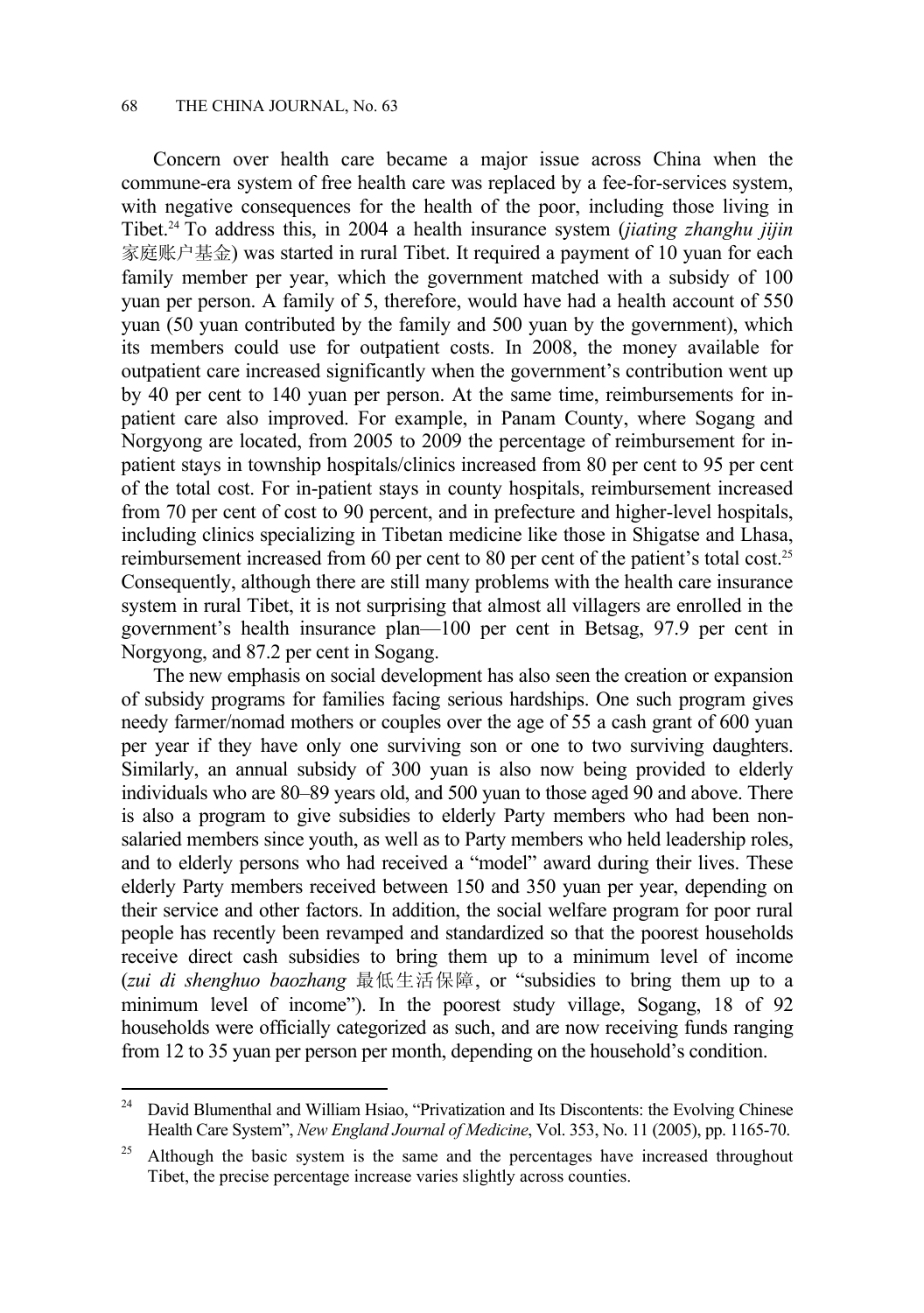Concern over health care became a major issue across China when the commune-era system of free health care was replaced by a fee-for-services system, with negative consequences for the health of the poor, including those living in Tibet.[24] To address this, in 2004 a health insurance system (*jiating zhanghu jijin* 家庭账户基金) was started in rural Tibet. It required a payment of 10 yuan for each family member per year, which the government matched with a subsidy of 100 yuan per person. A family of 5, therefore, would have had a health account of 550 yuan (50 yuan contributed by the family and 500 yuan by the government), which its members could use for outpatient costs. In 2008, the money available for outpatient care increased significantly when the government's contribution went up by 40 per cent to 140 yuan per person. At the same time, reimbursements for in-patient care also improved. For example, in Panam County, where Sogang and Norgyong are located, from 2005 to 2009 the percentage of reimbursement for in-patient stays in township hospitals/clinics increased from 80 per cent to 95 per cent of the total cost. For in-patient stays in county hospitals, reimbursement increased from 70 per cent of cost to 90 percent, and in prefecture and higher-level hospitals, including clinics specializing in Tibetan medicine like those in Shigatse and Lhasa, reimbursement increased from 60 per cent to 80 per cent of the patient's total cost.[25] Consequently, although there are still many problems with the health care insurance system in rural Tibet, it is not surprising that almost all villagers are enrolled in the government's health insurance plan—100 per cent in Betsag, 97.9 per cent in Norgyong, and 87.2 per cent in Sogang.

The new emphasis on social development has also seen the creation or expansion of subsidy programs for families facing serious hardships. One such program gives needy farmer/nomad mothers or couples over the age of 55 a cash grant of 600 yuan per year if they have only one surviving son or one to two surviving daughters. Similarly, an annual subsidy of 300 yuan is also now being provided to elderly individuals who are 80–89 years old, and 500 yuan to those aged 90 and above. There is also a program to give subsidies to elderly Party members who had been non-salaried members since youth, as well as to Party members who held leadership roles, and to elderly persons who had received a "model" award during their lives. These elderly Party members received between 150 and 350 yuan per year, depending on their service and other factors. In addition, the social welfare program for poor rural people has recently been revamped and standardized so that the poorest households receive direct cash subsidies to bring them up to a minimum level of income (*zui di shenghuo baozhang* 最低生活保障, or "subsidies to bring them up to a minimum level of income"). In the poorest study village, Sogang, 18 of 92 households were officially categorized as such, and are now receiving funds ranging from 12 to 35 yuan per person per month, depending on the household's condition.

---

[24] David Blumenthal and William Hsiao, "Privatization and Its Discontents: the Evolving Chinese Health Care System", *New England Journal of Medicine*, Vol. 353, No. 11 (2005), pp. 1165-70.

[25] Although the basic system is the same and the percentages have increased throughout Tibet, the precise percentage increase varies slightly across counties.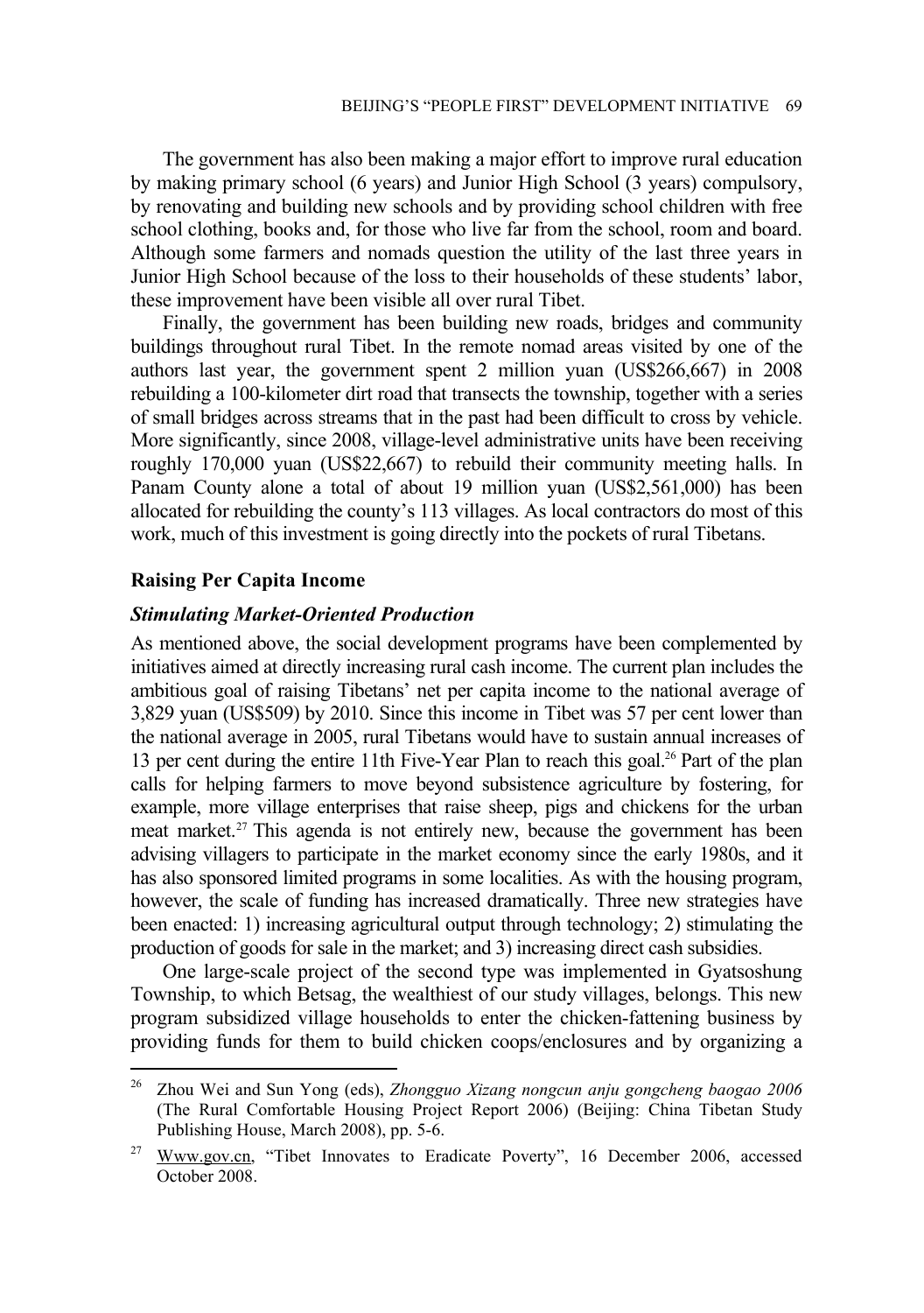The government has also been making a major effort to improve rural education by making primary school (6 years) and Junior High School (3 years) compulsory, by renovating and building new schools and by providing school children with free school clothing, books and, for those who live far from the school, room and board. Although some farmers and nomads question the utility of the last three years in Junior High School because of the loss to their households of these students' labor, these improvement have been visible all over rural Tibet.

Finally, the government has been building new roads, bridges and community buildings throughout rural Tibet. In the remote nomad areas visited by one of the authors last year, the government spent 2 million yuan (US$266,667) in 2008 rebuilding a 100-kilometer dirt road that transects the township, together with a series of small bridges across streams that in the past had been difficult to cross by vehicle. More significantly, since 2008, village-level administrative units have been receiving roughly 170,000 yuan (US$22,667) to rebuild their community meeting halls. In Panam County alone a total of about 19 million yuan (US$2,561,000) has been allocated for rebuilding the county's 113 villages. As local contractors do most of this work, much of this investment is going directly into the pockets of rural Tibetans.

## Raising Per Capita Income

### *Stimulating Market-Oriented Production*

As mentioned above, the social development programs have been complemented by initiatives aimed at directly increasing rural cash income. The current plan includes the ambitious goal of raising Tibetans' net per capita income to the national average of 3,829 yuan (US$509) by 2010. Since this income in Tibet was 57 per cent lower than the national average in 2005, rural Tibetans would have to sustain annual increases of 13 per cent during the entire 11th Five-Year Plan to reach this goal.[26] Part of the plan calls for helping farmers to move beyond subsistence agriculture by fostering, for example, more village enterprises that raise sheep, pigs and chickens for the urban meat market.[27] This agenda is not entirely new, because the government has been advising villagers to participate in the market economy since the early 1980s, and it has also sponsored limited programs in some localities. As with the housing program, however, the scale of funding has increased dramatically. Three new strategies have been enacted: 1) increasing agricultural output through technology; 2) stimulating the production of goods for sale in the market; and 3) increasing direct cash subsidies.

One large-scale project of the second type was implemented in Gyatsoshung Township, to which Betsag, the wealthiest of our study villages, belongs. This new program subsidized village households to enter the chicken-fattening business by providing funds for them to build chicken coops/enclosures and by organizing a

---

[26] Zhou Wei and Sun Yong (eds), *Zhongguo Xizang nongcun anju gongcheng baogao 2006* (The Rural Comfortable Housing Project Report 2006) (Beijing: China Tibetan Study Publishing House, March 2008), pp. 5-6.

[27] Www.gov.cn, "Tibet Innovates to Eradicate Poverty", 16 December 2006, accessed October 2008.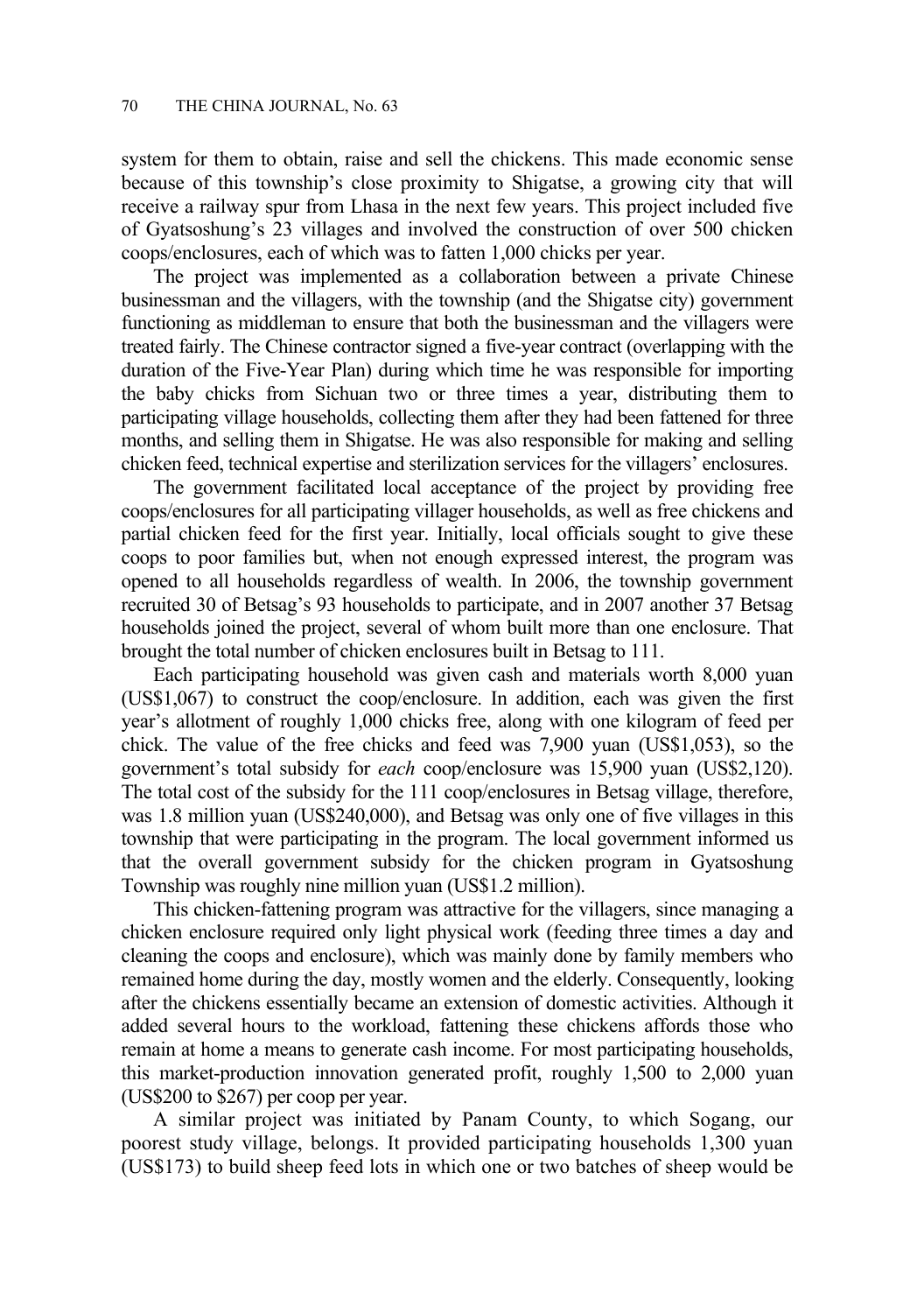system for them to obtain, raise and sell the chickens. This made economic sense because of this township's close proximity to Shigatse, a growing city that will receive a railway spur from Lhasa in the next few years. This project included five of Gyatsoshung's 23 villages and involved the construction of over 500 chicken coops/enclosures, each of which was to fatten 1,000 chicks per year.

The project was implemented as a collaboration between a private Chinese businessman and the villagers, with the township (and the Shigatse city) government functioning as middleman to ensure that both the businessman and the villagers were treated fairly. The Chinese contractor signed a five-year contract (overlapping with the duration of the Five-Year Plan) during which time he was responsible for importing the baby chicks from Sichuan two or three times a year, distributing them to participating village households, collecting them after they had been fattened for three months, and selling them in Shigatse. He was also responsible for making and selling chicken feed, technical expertise and sterilization services for the villagers' enclosures.

The government facilitated local acceptance of the project by providing free coops/enclosures for all participating villager households, as well as free chickens and partial chicken feed for the first year. Initially, local officials sought to give these coops to poor families but, when not enough expressed interest, the program was opened to all households regardless of wealth. In 2006, the township government recruited 30 of Betsag's 93 households to participate, and in 2007 another 37 Betsag households joined the project, several of whom built more than one enclosure. That brought the total number of chicken enclosures built in Betsag to 111.

Each participating household was given cash and materials worth 8,000 yuan (US$1,067) to construct the coop/enclosure. In addition, each was given the first year's allotment of roughly 1,000 chicks free, along with one kilogram of feed per chick. The value of the free chicks and feed was 7,900 yuan (US$1,053), so the government's total subsidy for *each* coop/enclosure was 15,900 yuan (US$2,120). The total cost of the subsidy for the 111 coop/enclosures in Betsag village, therefore, was 1.8 million yuan (US$240,000), and Betsag was only one of five villages in this township that were participating in the program. The local government informed us that the overall government subsidy for the chicken program in Gyatsoshung Township was roughly nine million yuan (US$1.2 million).

This chicken-fattening program was attractive for the villagers, since managing a chicken enclosure required only light physical work (feeding three times a day and cleaning the coops and enclosure), which was mainly done by family members who remained home during the day, mostly women and the elderly. Consequently, looking after the chickens essentially became an extension of domestic activities. Although it added several hours to the workload, fattening these chickens affords those who remain at home a means to generate cash income. For most participating households, this market-production innovation generated profit, roughly 1,500 to 2,000 yuan (US$200 to $267) per coop per year.

A similar project was initiated by Panam County, to which Sogang, our poorest study village, belongs. It provided participating households 1,300 yuan (US$173) to build sheep feed lots in which one or two batches of sheep would be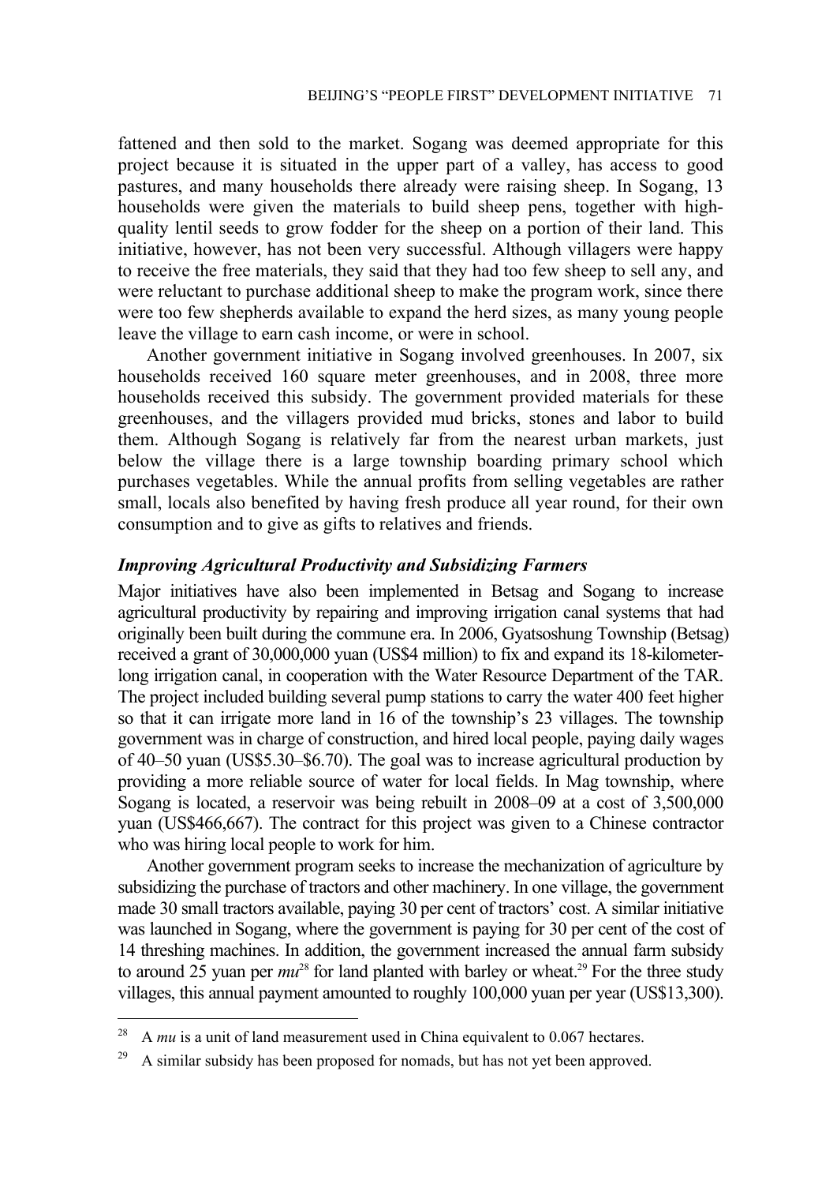fattened and then sold to the market. Sogang was deemed appropriate for this project because it is situated in the upper part of a valley, has access to good pastures, and many households there already were raising sheep. In Sogang, 13 households were given the materials to build sheep pens, together with high-quality lentil seeds to grow fodder for the sheep on a portion of their land. This initiative, however, has not been very successful. Although villagers were happy to receive the free materials, they said that they had too few sheep to sell any, and were reluctant to purchase additional sheep to make the program work, since there were too few shepherds available to expand the herd sizes, as many young people leave the village to earn cash income, or were in school.

Another government initiative in Sogang involved greenhouses. In 2007, six households received 160 square meter greenhouses, and in 2008, three more households received this subsidy. The government provided materials for these greenhouses, and the villagers provided mud bricks, stones and labor to build them. Although Sogang is relatively far from the nearest urban markets, just below the village there is a large township boarding primary school which purchases vegetables. While the annual profits from selling vegetables are rather small, locals also benefited by having fresh produce all year round, for their own consumption and to give as gifts to relatives and friends.

### *Improving Agricultural Productivity and Subsidizing Farmers*

Major initiatives have also been implemented in Betsag and Sogang to increase agricultural productivity by repairing and improving irrigation canal systems that had originally been built during the commune era. In 2006, Gyatsoshung Township (Betsag) received a grant of 30,000,000 yuan (US$4 million) to fix and expand its 18-kilometer-long irrigation canal, in cooperation with the Water Resource Department of the TAR. The project included building several pump stations to carry the water 400 feet higher so that it can irrigate more land in 16 of the township's 23 villages. The township government was in charge of construction, and hired local people, paying daily wages of 40–50 yuan (US$5.30–$6.70). The goal was to increase agricultural production by providing a more reliable source of water for local fields. In Mag township, where Sogang is located, a reservoir was being rebuilt in 2008–09 at a cost of 3,500,000 yuan (US$466,667). The contract for this project was given to a Chinese contractor who was hiring local people to work for him.

Another government program seeks to increase the mechanization of agriculture by subsidizing the purchase of tractors and other machinery. In one village, the government made 30 small tractors available, paying 30 per cent of tractors' cost. A similar initiative was launched in Sogang, where the government is paying for 30 per cent of the cost of 14 threshing machines. In addition, the government increased the annual farm subsidy to around 25 yuan per *mu*[28] for land planted with barley or wheat.[29] For the three study villages, this annual payment amounted to roughly 100,000 yuan per year (US$13,300).

[28] A *mu* is a unit of land measurement used in China equivalent to 0.067 hectares.

[29] A similar subsidy has been proposed for nomads, but has not yet been approved.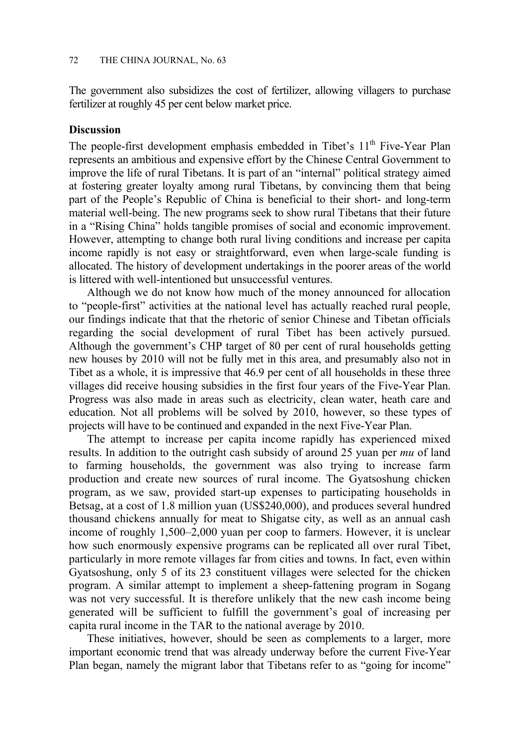The government also subsidizes the cost of fertilizer, allowing villagers to purchase fertilizer at roughly 45 per cent below market price.

## Discussion

The people-first development emphasis embedded in Tibet's 11th Five-Year Plan represents an ambitious and expensive effort by the Chinese Central Government to improve the life of rural Tibetans. It is part of an "internal" political strategy aimed at fostering greater loyalty among rural Tibetans, by convincing them that being part of the People's Republic of China is beneficial to their short- and long-term material well-being. The new programs seek to show rural Tibetans that their future in a "Rising China" holds tangible promises of social and economic improvement. However, attempting to change both rural living conditions and increase per capita income rapidly is not easy or straightforward, even when large-scale funding is allocated. The history of development undertakings in the poorer areas of the world is littered with well-intentioned but unsuccessful ventures.

Although we do not know how much of the money announced for allocation to "people-first" activities at the national level has actually reached rural people, our findings indicate that that the rhetoric of senior Chinese and Tibetan officials regarding the social development of rural Tibet has been actively pursued. Although the government's CHP target of 80 per cent of rural households getting new houses by 2010 will not be fully met in this area, and presumably also not in Tibet as a whole, it is impressive that 46.9 per cent of all households in these three villages did receive housing subsidies in the first four years of the Five-Year Plan. Progress was also made in areas such as electricity, clean water, heath care and education. Not all problems will be solved by 2010, however, so these types of projects will have to be continued and expanded in the next Five-Year Plan.

The attempt to increase per capita income rapidly has experienced mixed results. In addition to the outright cash subsidy of around 25 yuan per *mu* of land to farming households, the government was also trying to increase farm production and create new sources of rural income. The Gyatsoshung chicken program, as we saw, provided start-up expenses to participating households in Betsag, at a cost of 1.8 million yuan (US$240,000), and produces several hundred thousand chickens annually for meat to Shigatse city, as well as an annual cash income of roughly 1,500–2,000 yuan per coop to farmers. However, it is unclear how such enormously expensive programs can be replicated all over rural Tibet, particularly in more remote villages far from cities and towns. In fact, even within Gyatsoshung, only 5 of its 23 constituent villages were selected for the chicken program. A similar attempt to implement a sheep-fattening program in Sogang was not very successful. It is therefore unlikely that the new cash income being generated will be sufficient to fulfill the government's goal of increasing per capita rural income in the TAR to the national average by 2010.

These initiatives, however, should be seen as complements to a larger, more important economic trend that was already underway before the current Five-Year Plan began, namely the migrant labor that Tibetans refer to as "going for income"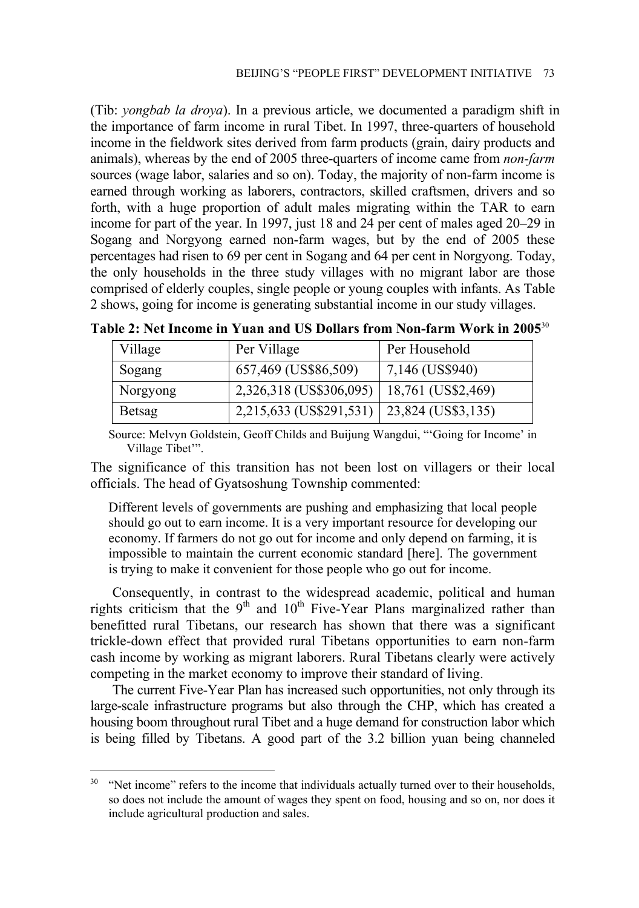(Tib: *yongbab la droya*). In a previous article, we documented a paradigm shift in the importance of farm income in rural Tibet. In 1997, three-quarters of household income in the fieldwork sites derived from farm products (grain, dairy products and animals), whereas by the end of 2005 three-quarters of income came from *non-farm* sources (wage labor, salaries and so on). Today, the majority of non-farm income is earned through working as laborers, contractors, skilled craftsmen, drivers and so forth, with a huge proportion of adult males migrating within the TAR to earn income for part of the year. In 1997, just 18 and 24 per cent of males aged 20–29 in Sogang and Norgyong earned non-farm wages, but by the end of 2005 these percentages had risen to 69 per cent in Sogang and 64 per cent in Norgyong. Today, the only households in the three study villages with no migrant labor are those comprised of elderly couples, single people or young couples with infants. As Table 2 shows, going for income is generating substantial income in our study villages.

**Table 2: Net Income in Yuan and US Dollars from Non-farm Work in 2005**[30]

| Village | Per Village | Per Household |
|---|---|---|
| Sogang | 657,469 (US$86,509) | 7,146 (US$940) |
| Norgyong | 2,326,318 (US$306,095) | 18,761 (US$2,469) |
| Betsag | 2,215,633 (US$291,531) | 23,824 (US$3,135) |

Source: Melvyn Goldstein, Geoff Childs and Buijung Wangdui, "'Going for Income' in Village Tibet'".

The significance of this transition has not been lost on villagers or their local officials. The head of Gyatsoshung Township commented:

> Different levels of governments are pushing and emphasizing that local people should go out to earn income. It is a very important resource for developing our economy. If farmers do not go out for income and only depend on farming, it is impossible to maintain the current economic standard [here]. The government is trying to make it convenient for those people who go out for income.

Consequently, in contrast to the widespread academic, political and human rights criticism that the 9th and 10th Five-Year Plans marginalized rather than benefitted rural Tibetans, our research has shown that there was a significant trickle-down effect that provided rural Tibetans opportunities to earn non-farm cash income by working as migrant laborers. Rural Tibetans clearly were actively competing in the market economy to improve their standard of living.

The current Five-Year Plan has increased such opportunities, not only through its large-scale infrastructure programs but also through the CHP, which has created a housing boom throughout rural Tibet and a huge demand for construction labor which is being filled by Tibetans. A good part of the 3.2 billion yuan being channeled

---

[30] "Net income" refers to the income that individuals actually turned over to their households, so does not include the amount of wages they spent on food, housing and so on, nor does it include agricultural production and sales.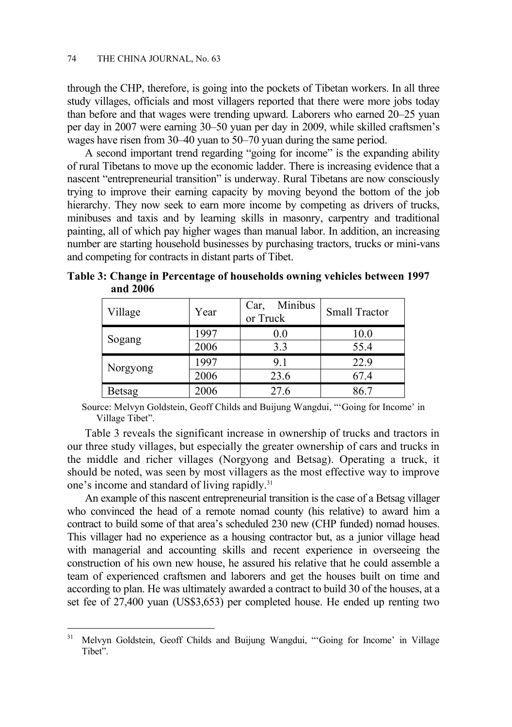through the CHP, therefore, is going into the pockets of Tibetan workers. In all three study villages, officials and most villagers reported that there were more jobs today than before and that wages were trending upward. Laborers who earned 20–25 yuan per day in 2007 were earning 30–50 yuan per day in 2009, while skilled craftsmen's wages have risen from 30–40 yuan to 50–70 yuan during the same period.

A second important trend regarding "going for income" is the expanding ability of rural Tibetans to move up the economic ladder. There is increasing evidence that a nascent "entrepreneurial transition" is underway. Rural Tibetans are now consciously trying to improve their earning capacity by moving beyond the bottom of the job hierarchy. They now seek to earn more income by competing as drivers of trucks, minibuses and taxis and by learning skills in masonry, carpentry and traditional painting, all of which pay higher wages than manual labor. In addition, an increasing number are starting household businesses by purchasing tractors, trucks or mini-vans and competing for contracts in distant parts of Tibet.

**Table 3: Change in Percentage of households owning vehicles between 1997 and 2006**

| Village | Year | Car, Minibus or Truck | Small Tractor |
|---|---|---|---|
| Sogang | 1997 | 0.0 | 10.0 |
| | 2006 | 3.3 | 55.4 |
| Norgyong | 1997 | 9.1 | 22.9 |
| | 2006 | 23.6 | 67.4 |
| Betsag | 2006 | 27.6 | 86.7 |

Source: Melvyn Goldstein, Geoff Childs and Buijung Wangdui, "'Going for Income' in Village Tibet".

Table 3 reveals the significant increase in ownership of trucks and tractors in our three study villages, but especially the greater ownership of cars and trucks in the middle and richer villages (Norgyong and Betsag). Operating a truck, it should be noted, was seen by most villagers as the most effective way to improve one's income and standard of living rapidly.[31]

An example of this nascent entrepreneurial transition is the case of a Betsag villager who convinced the head of a remote nomad county (his relative) to award him a contract to build some of that area's scheduled 230 new (CHP funded) nomad houses. This villager had no experience as a housing contractor but, as a junior village head with managerial and accounting skills and recent experience in overseeing the construction of his own new house, he assured his relative that he could assemble a team of experienced craftsmen and laborers and get the houses built on time and according to plan. He was ultimately awarded a contract to build 30 of the houses, at a set fee of 27,400 yuan (US$3,653) per completed house. He ended up renting two

[31] Melvyn Goldstein, Geoff Childs and Buijung Wangdui, "'Going for Income' in Village Tibet".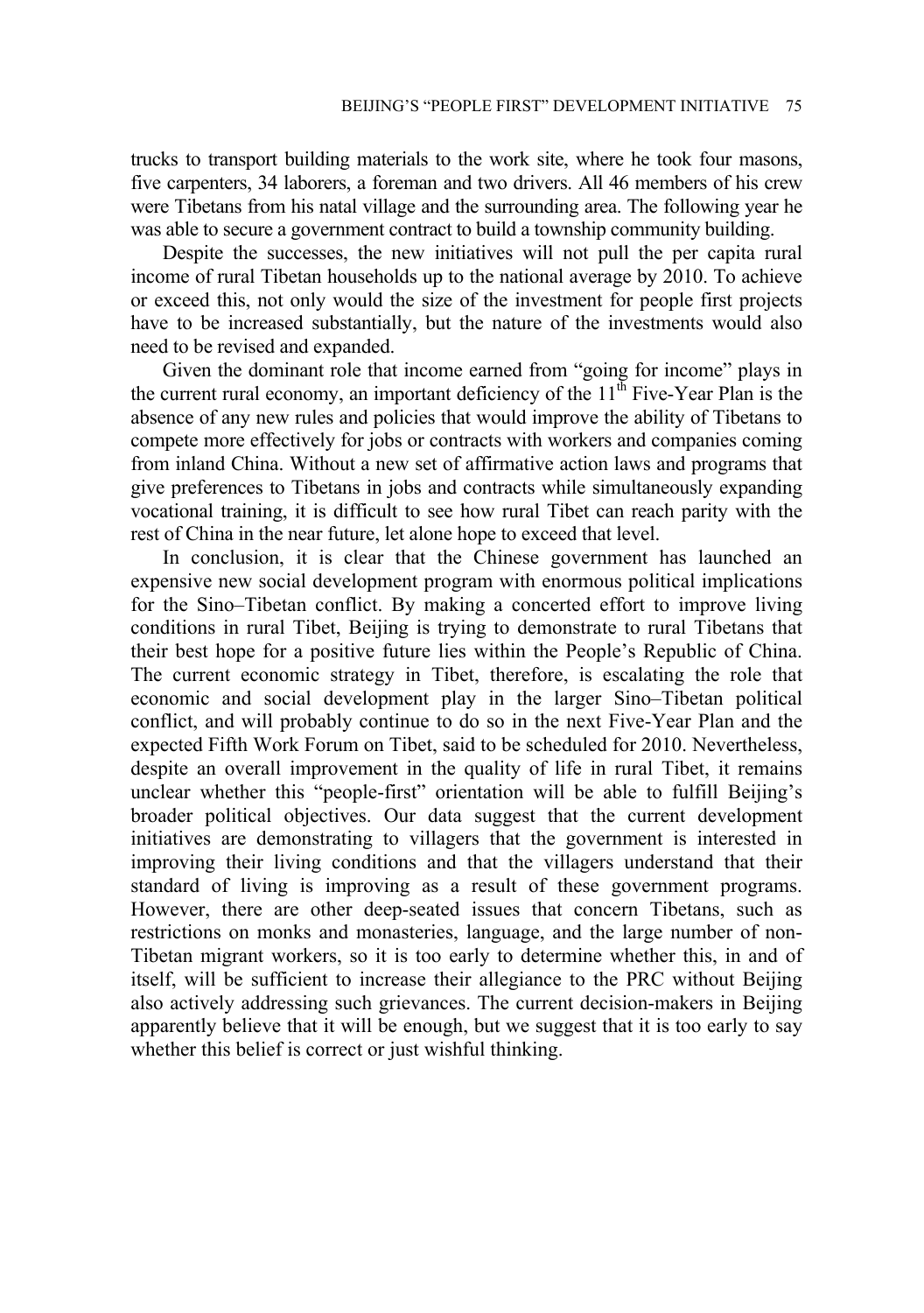trucks to transport building materials to the work site, where he took four masons, five carpenters, 34 laborers, a foreman and two drivers. All 46 members of his crew were Tibetans from his natal village and the surrounding area. The following year he was able to secure a government contract to build a township community building.

Despite the successes, the new initiatives will not pull the per capita rural income of rural Tibetan households up to the national average by 2010. To achieve or exceed this, not only would the size of the investment for people first projects have to be increased substantially, but the nature of the investments would also need to be revised and expanded.

Given the dominant role that income earned from "going for income" plays in the current rural economy, an important deficiency of the 11th Five-Year Plan is the absence of any new rules and policies that would improve the ability of Tibetans to compete more effectively for jobs or contracts with workers and companies coming from inland China. Without a new set of affirmative action laws and programs that give preferences to Tibetans in jobs and contracts while simultaneously expanding vocational training, it is difficult to see how rural Tibet can reach parity with the rest of China in the near future, let alone hope to exceed that level.

In conclusion, it is clear that the Chinese government has launched an expensive new social development program with enormous political implications for the Sino–Tibetan conflict. By making a concerted effort to improve living conditions in rural Tibet, Beijing is trying to demonstrate to rural Tibetans that their best hope for a positive future lies within the People's Republic of China. The current economic strategy in Tibet, therefore, is escalating the role that economic and social development play in the larger Sino–Tibetan political conflict, and will probably continue to do so in the next Five-Year Plan and the expected Fifth Work Forum on Tibet, said to be scheduled for 2010. Nevertheless, despite an overall improvement in the quality of life in rural Tibet, it remains unclear whether this "people-first" orientation will be able to fulfill Beijing's broader political objectives. Our data suggest that the current development initiatives are demonstrating to villagers that the government is interested in improving their living conditions and that the villagers understand that their standard of living is improving as a result of these government programs. However, there are other deep-seated issues that concern Tibetans, such as restrictions on monks and monasteries, language, and the large number of non-Tibetan migrant workers, so it is too early to determine whether this, in and of itself, will be sufficient to increase their allegiance to the PRC without Beijing also actively addressing such grievances. The current decision-makers in Beijing apparently believe that it will be enough, but we suggest that it is too early to say whether this belief is correct or just wishful thinking.